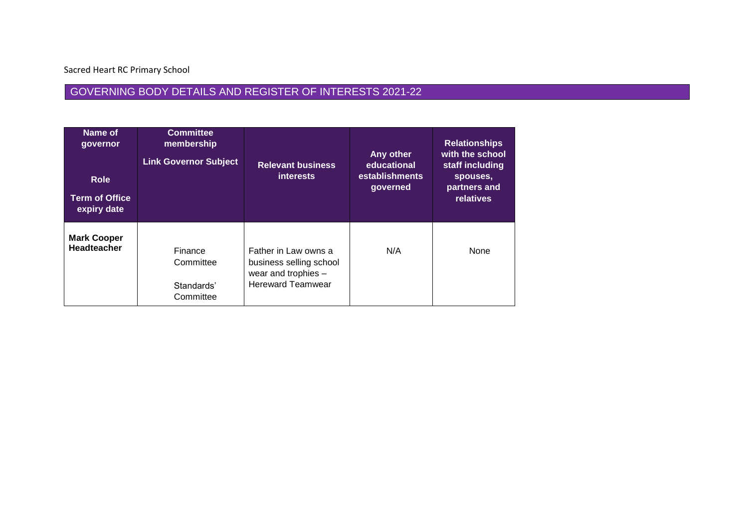Sacred Heart RC Primary School

## GOVERNING BODY DETAILS AND REGISTER OF INTERESTS 2021-22

| Name of governor<br><br>Role<br><br>Term of Office expiry date | Committee membership<br><br>Link Governor Subject | Relevant business interests | Any other educational establishments governed | Relationships with the school staff including spouses, partners and relatives |
|---|---|---|---|---|
| **Mark Cooper Headteacher** | Finance Committee<br><br>Standards' Committee | Father in Law owns a business selling school wear and trophies – Hereward Teamwear | N/A | None |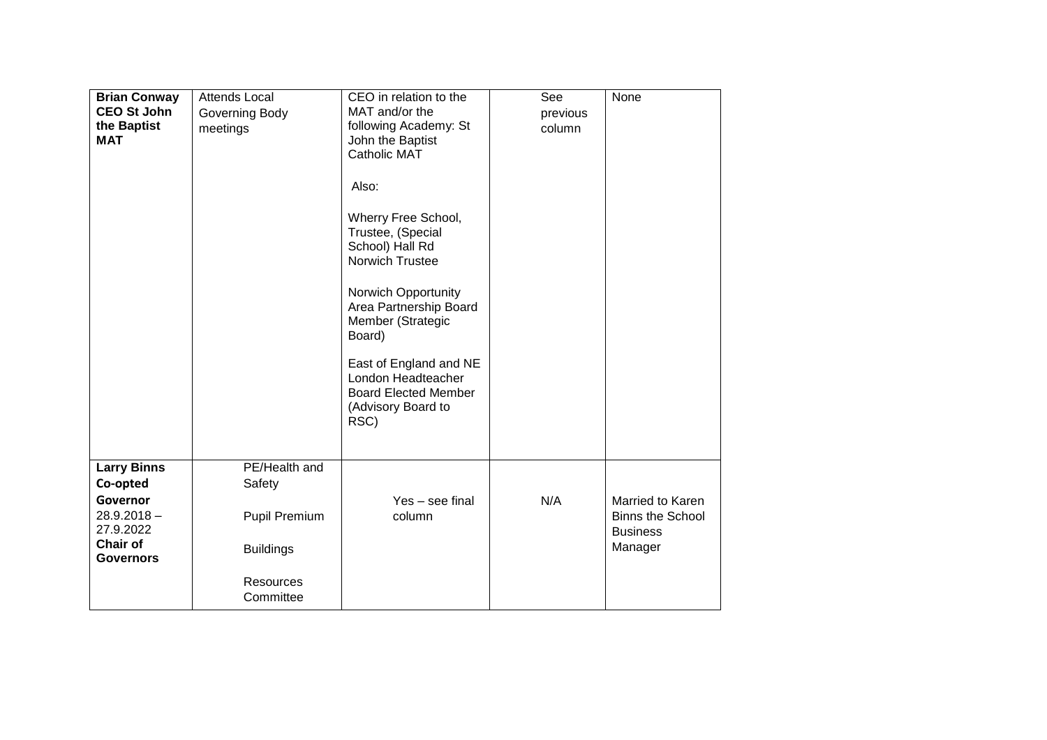| **Brian Conway CEO St John the Baptist MAT** | Attends Local Governing Body meetings | CEO in relation to the MAT and/or the following Academy: St John the Baptist Catholic MAT<br><br>Also:<br><br>Wherry Free School, Trustee, (Special School) Hall Rd Norwich Trustee<br><br>Norwich Opportunity Area Partnership Board Member (Strategic Board)<br><br>East of England and NE London Headteacher Board Elected Member (Advisory Board to RSC) | See previous column | None |
|---|---|---|---|---|
| **Larry Binns Co-opted Governor** 28.9.2018 – 27.9.2022 **Chair of Governors** | PE/Health and Safety<br><br>Pupil Premium<br><br>Buildings<br><br>Resources Committee | Yes – see final column | N/A | Married to Karen Binns the School Business Manager |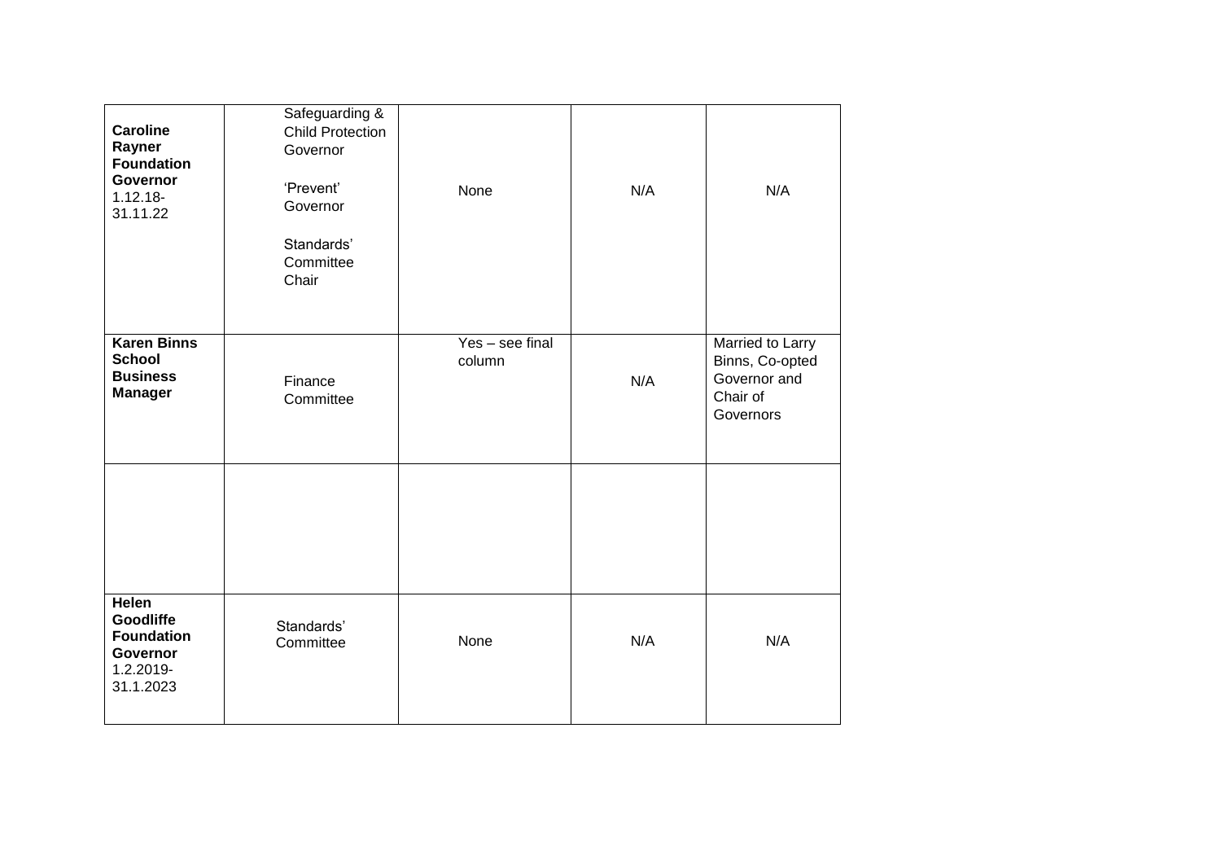| | | | | |
|---|---|---|---|---|
| **Caroline Rayner Foundation Governor** 1.12.18-31.11.22 | Safeguarding & Child Protection Governor<br><br>'Prevent' Governor<br><br>Standards' Committee Chair | None | N/A | N/A |
| **Karen Binns School Business Manager** | Finance Committee | Yes – see final column | N/A | Married to Larry Binns, Co-opted Governor and Chair of Governors |
| | | | | |
| **Helen Goodliffe Foundation Governor** 1.2.2019-31.1.2023 | Standards' Committee | None | N/A | N/A |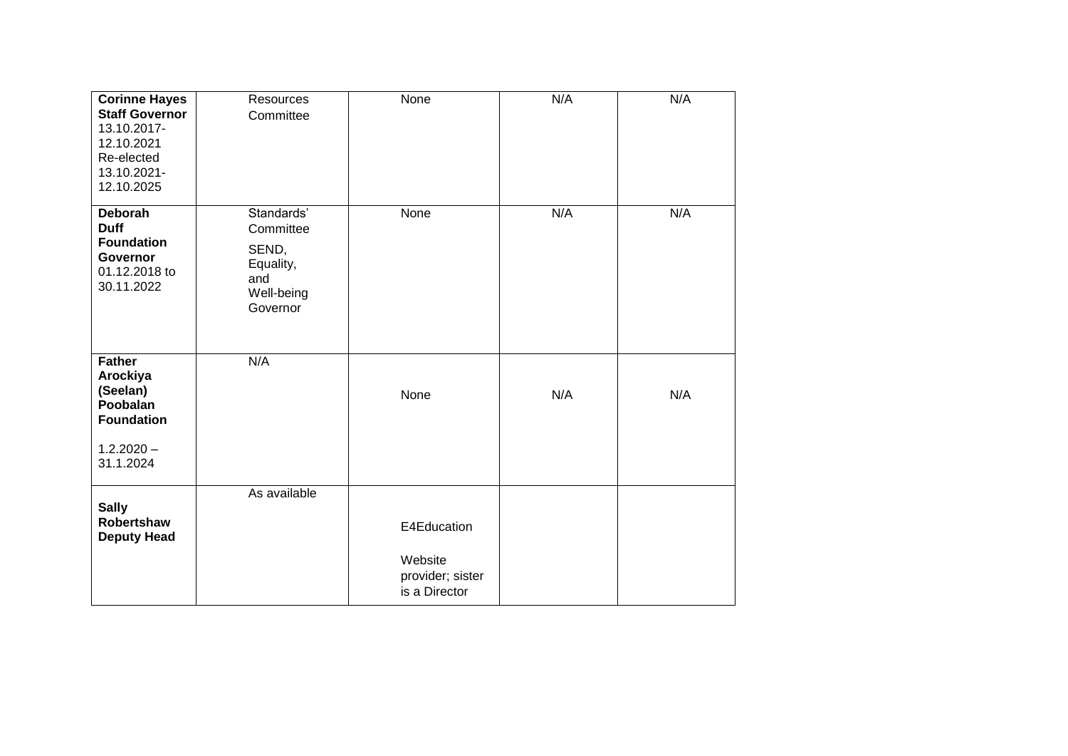| | | | | |
|---|---|---|---|---|
| **Corinne Hayes Staff Governor** 13.10.2017-12.10.2021 Re-elected 13.10.2021-12.10.2025 | Resources Committee | None | N/A | N/A |
| **Deborah Duff Foundation Governor** 01.12.2018 to 30.11.2022 | Standards' Committee<br><br>SEND, Equality, and Well-being Governor | None | N/A | N/A |
| **Father Arockiya (Seelan) Poobalan Foundation**<br><br>1.2.2020 – 31.1.2024 | N/A | None | N/A | N/A |
| **Sally Robertshaw Deputy Head** | As available | E4Education<br><br>Website provider; sister is a Director | | |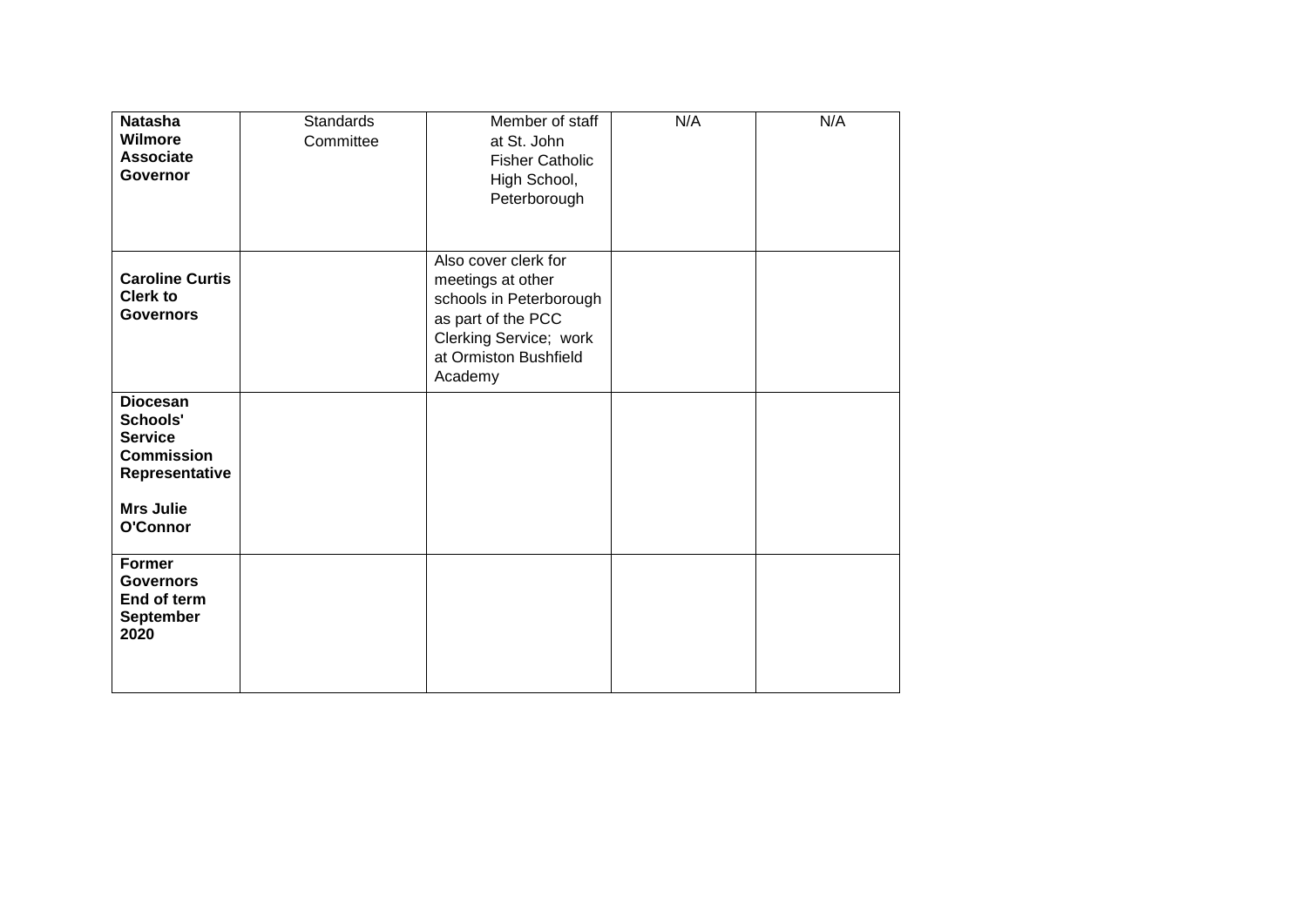| | | | | |
|---|---|---|---|---|
| **Natasha Wilmore Associate Governor** | Standards Committee | Member of staff at St. John Fisher Catholic High School, Peterborough | N/A | N/A |
| **Caroline Curtis Clerk to Governors** | | Also cover clerk for meetings at other schools in Peterborough as part of the PCC Clerking Service; work at Ormiston Bushfield Academy | | |
| **Diocesan Schools' Service Commission Representative**<br><br>**Mrs Julie O'Connor** | | | | |
| **Former Governors End of term September 2020** | | | | |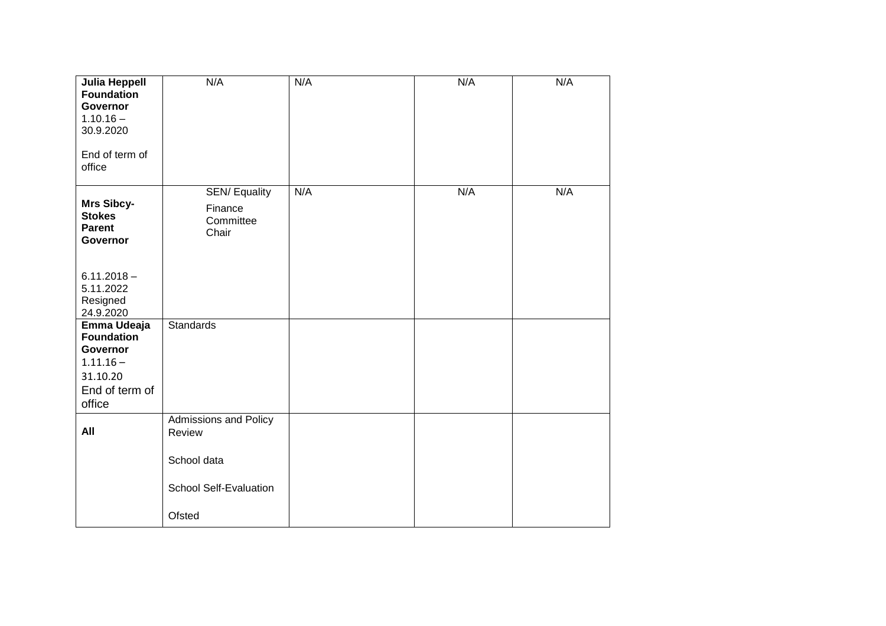| | | | | |
|---|---|---|---|---|
| **Julia Heppell Foundation Governor** 1.10.16 – 30.9.2020<br><br>End of term of office | N/A | N/A | N/A | N/A |
| **Mrs Sibcy-Stokes Parent Governor**<br><br>6.11.2018 – 5.11.2022 Resigned 24.9.2020 | SEN/ Equality<br>Finance Committee Chair | N/A | N/A | N/A |
| **Emma Udeaja Foundation Governor** 1.11.16 – 31.10.20<br>End of term of office | Standards | | | |
| **All** | Admissions and Policy Review<br><br>School data<br><br>School Self-Evaluation<br><br>Ofsted | | | |